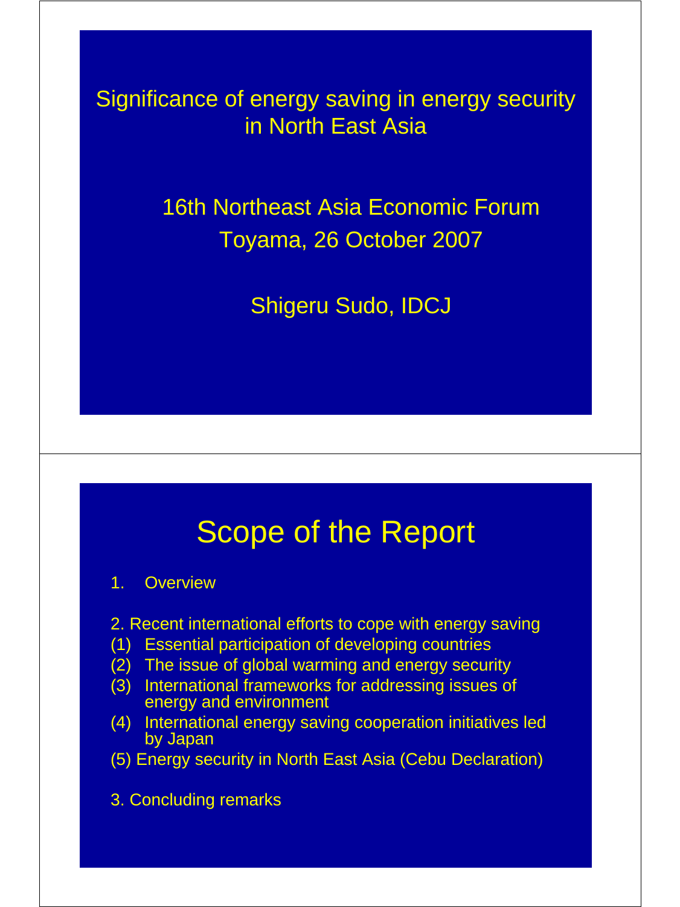# Significance of energy saving in energy security in North East Asia

16th Northeast Asia Economic Forum

Toyama, 26 October 2007

Shigeru Sudo, IDCJ

## Scope of the Report

1. Overview

2. Recent international efforts to cope with energy saving
   - (1) Essential participation of developing countries
   - (2) The issue of global warming and energy security
   - (3) International frameworks for addressing issues of energy and environment
   - (4) International energy saving cooperation initiatives led by Japan
   - (5) Energy security in North East Asia (Cebu Declaration)

3. Concluding remarks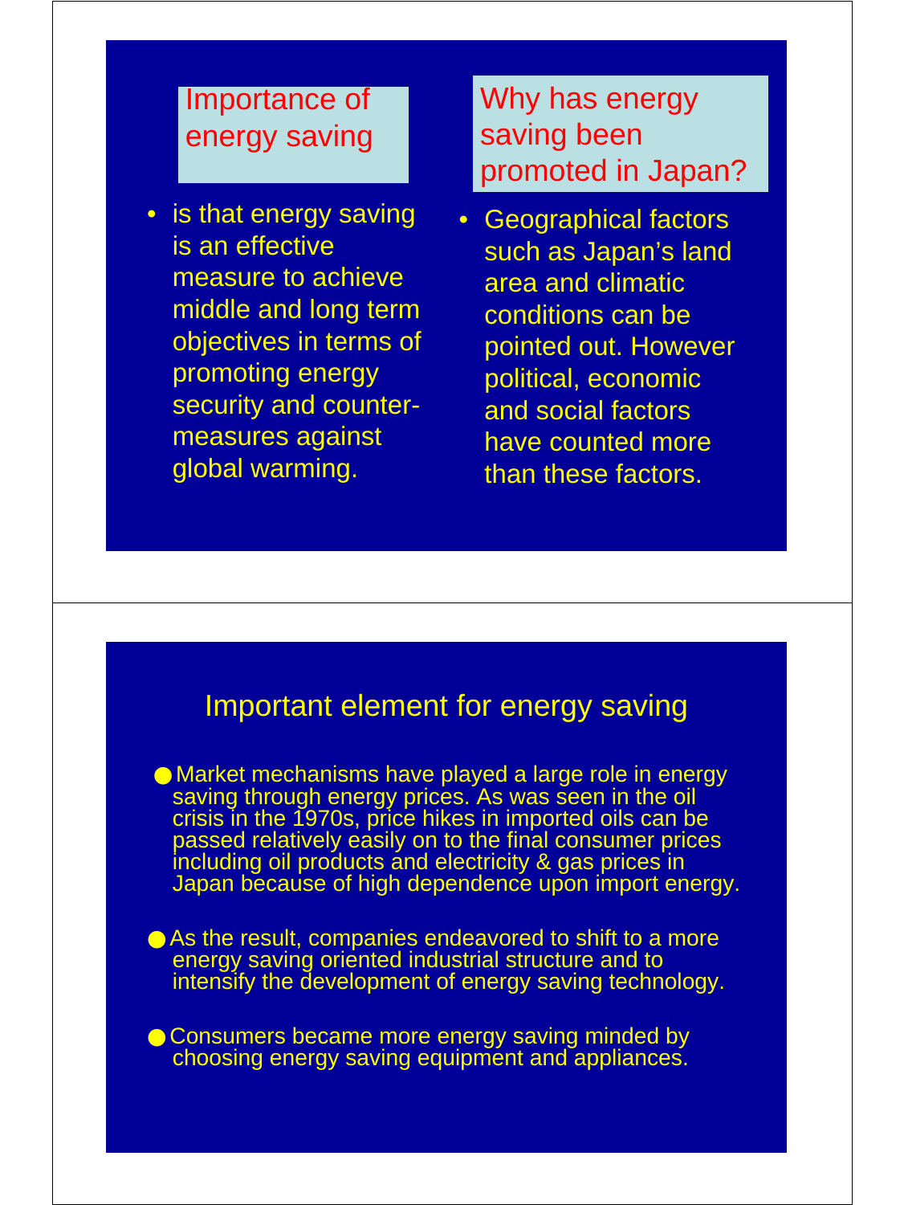## Importance of energy saving

- is that energy saving is an effective measure to achieve middle and long term objectives in terms of promoting energy security and counter-measures against global warming.

## Why has energy saving been promoted in Japan?

- Geographical factors such as Japan's land area and climatic conditions can be pointed out. However political, economic and social factors have counted more than these factors.

## Important element for energy saving

- Market mechanisms have played a large role in energy saving through energy prices. As was seen in the oil crisis in the 1970s, price hikes in imported oils can be passed relatively easily on to the final consumer prices including oil products and electricity & gas prices in Japan because of high dependence upon import energy.
- As the result, companies endeavored to shift to a more energy saving oriented industrial structure and to intensify the development of energy saving technology.
- Consumers became more energy saving minded by choosing energy saving equipment and appliances.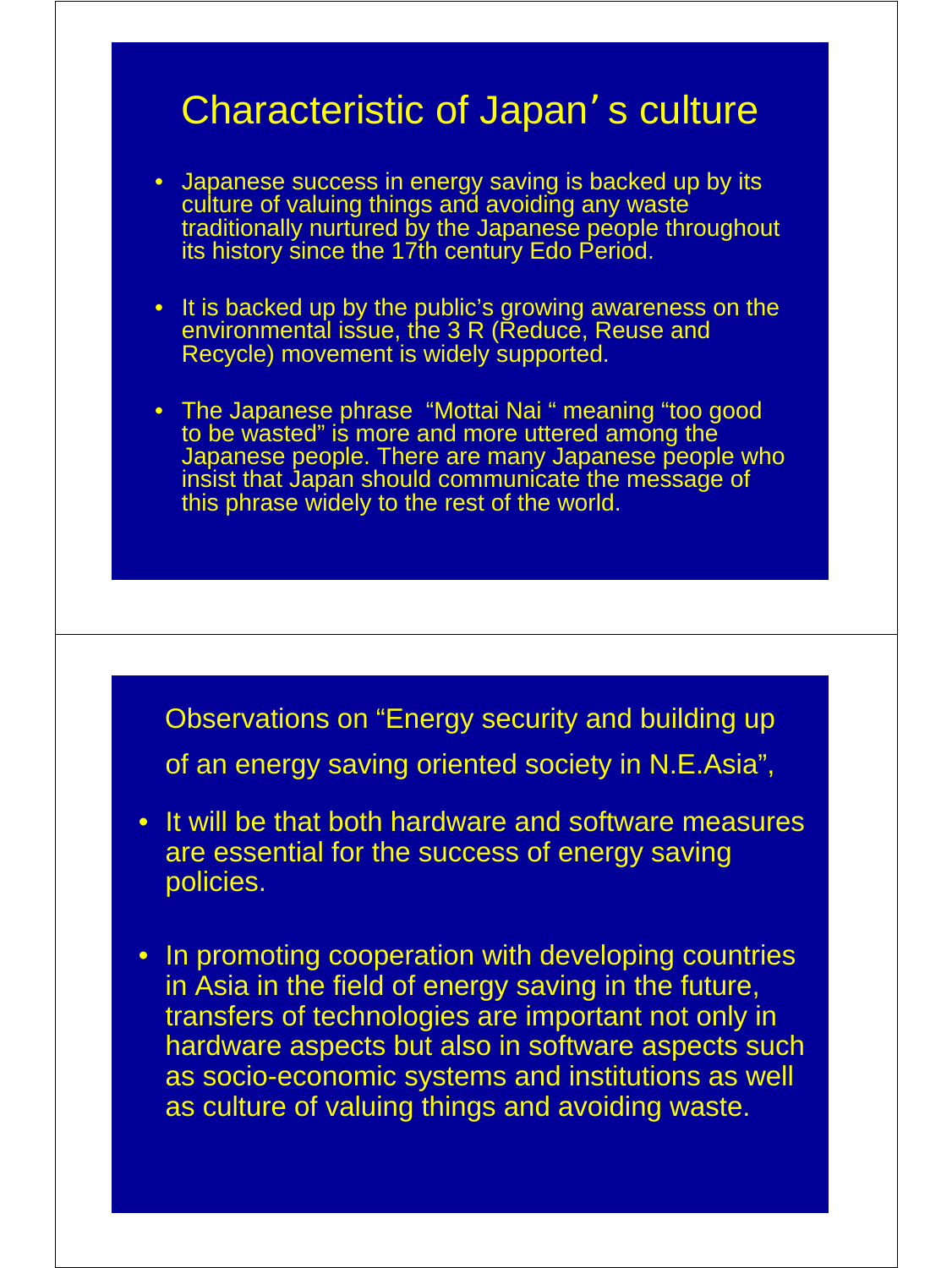## Characteristic of Japan's culture

- Japanese success in energy saving is backed up by its culture of valuing things and avoiding any waste traditionally nurtured by the Japanese people throughout its history since the 17th century Edo Period.
- It is backed up by the public's growing awareness on the environmental issue, the 3 R (Reduce, Reuse and Recycle) movement is widely supported.
- The Japanese phrase "Mottai Nai " meaning "too good to be wasted" is more and more uttered among the Japanese people. There are many Japanese people who insist that Japan should communicate the message of this phrase widely to the rest of the world.

## Observations on "Energy security and building up of an energy saving oriented society in N.E.Asia",

- It will be that both hardware and software measures are essential for the success of energy saving policies.
- In promoting cooperation with developing countries in Asia in the field of energy saving in the future, transfers of technologies are important not only in hardware aspects but also in software aspects such as socio-economic systems and institutions as well as culture of valuing things and avoiding waste.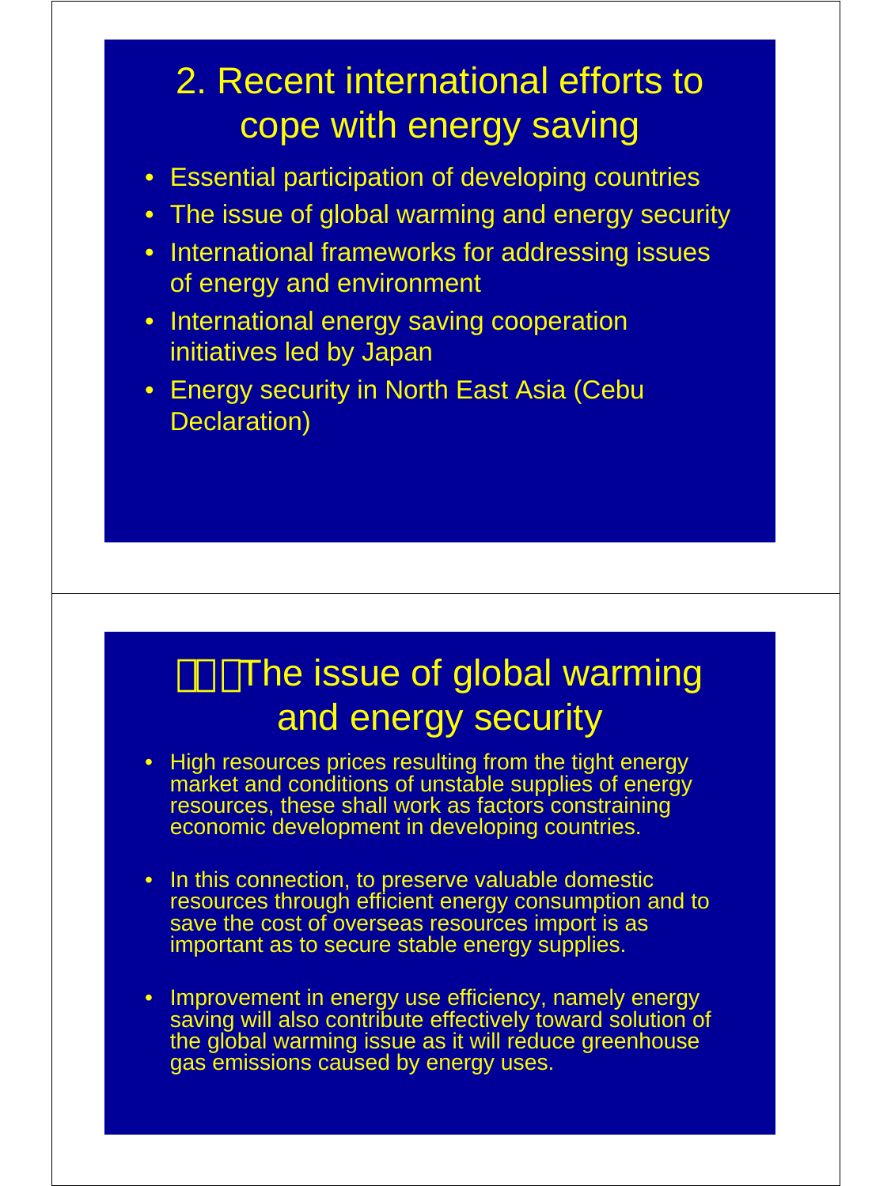# 2. Recent international efforts to cope with energy saving

- Essential participation of developing countries
- The issue of global warming and energy security
- International frameworks for addressing issues of energy and environment
- International energy saving cooperation initiatives led by Japan
- Energy security in North East Asia (Cebu Declaration)

# The issue of global warming and energy security

- High resources prices resulting from the tight energy market and conditions of unstable supplies of energy resources, these shall work as factors constraining economic development in developing countries.

- In this connection, to preserve valuable domestic resources through efficient energy consumption and to save the cost of overseas resources import is as important as to secure stable energy supplies.

- Improvement in energy use efficiency, namely energy saving will also contribute effectively toward solution of the global warming issue as it will reduce greenhouse gas emissions caused by energy uses.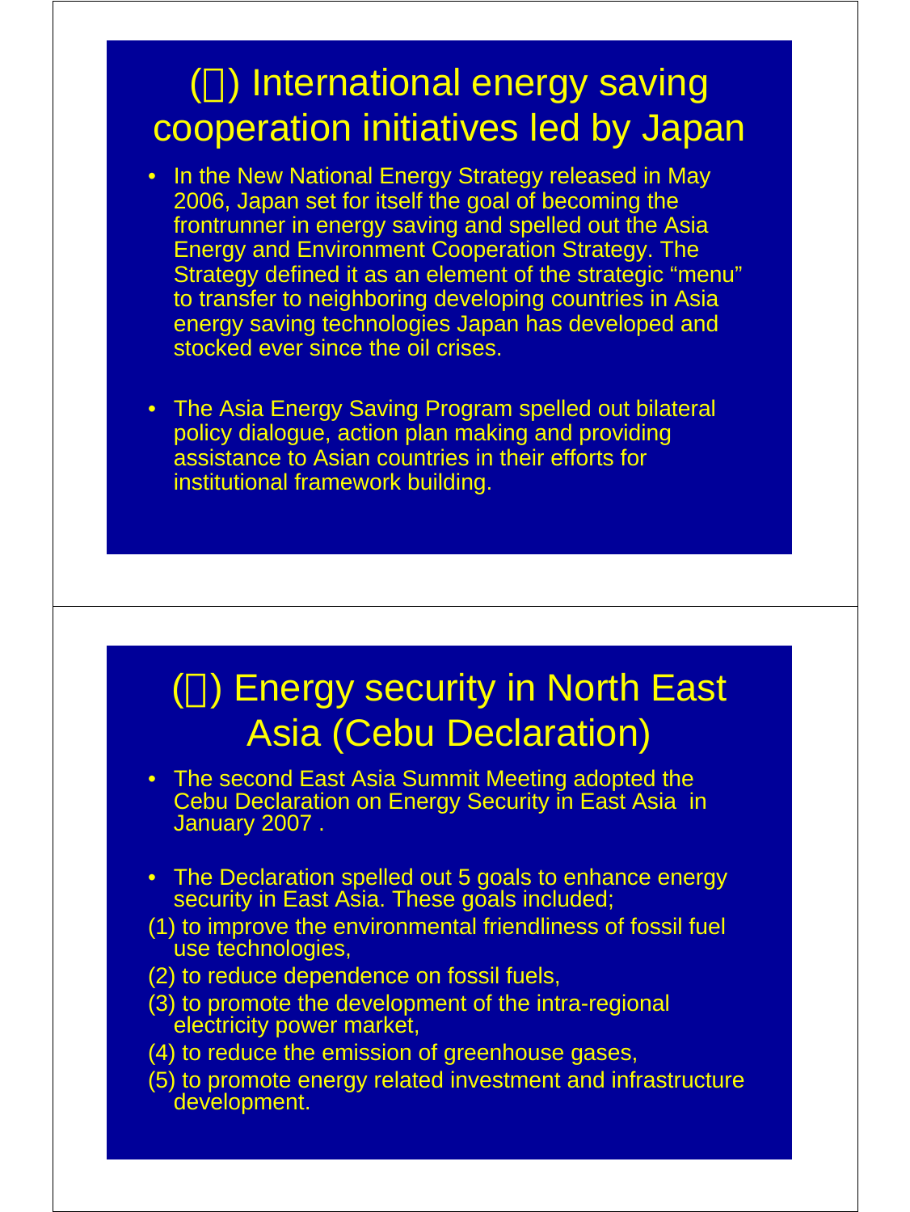## (□) International energy saving cooperation initiatives led by Japan

- In the New National Energy Strategy released in May 2006, Japan set for itself the goal of becoming the frontrunner in energy saving and spelled out the Asia Energy and Environment Cooperation Strategy. The Strategy defined it as an element of the strategic "menu" to transfer to neighboring developing countries in Asia energy saving technologies Japan has developed and stocked ever since the oil crises.

- The Asia Energy Saving Program spelled out bilateral policy dialogue, action plan making and providing assistance to Asian countries in their efforts for institutional framework building.

## (□) Energy security in North East Asia (Cebu Declaration)

- The second East Asia Summit Meeting adopted the Cebu Declaration on Energy Security in East Asia in January 2007 .

- The Declaration spelled out 5 goals to enhance energy security in East Asia. These goals included;

(1) to improve the environmental friendliness of fossil fuel use technologies,

(2) to reduce dependence on fossil fuels,

(3) to promote the development of the intra-regional electricity power market,

(4) to reduce the emission of greenhouse gases,

(5) to promote energy related investment and infrastructure development.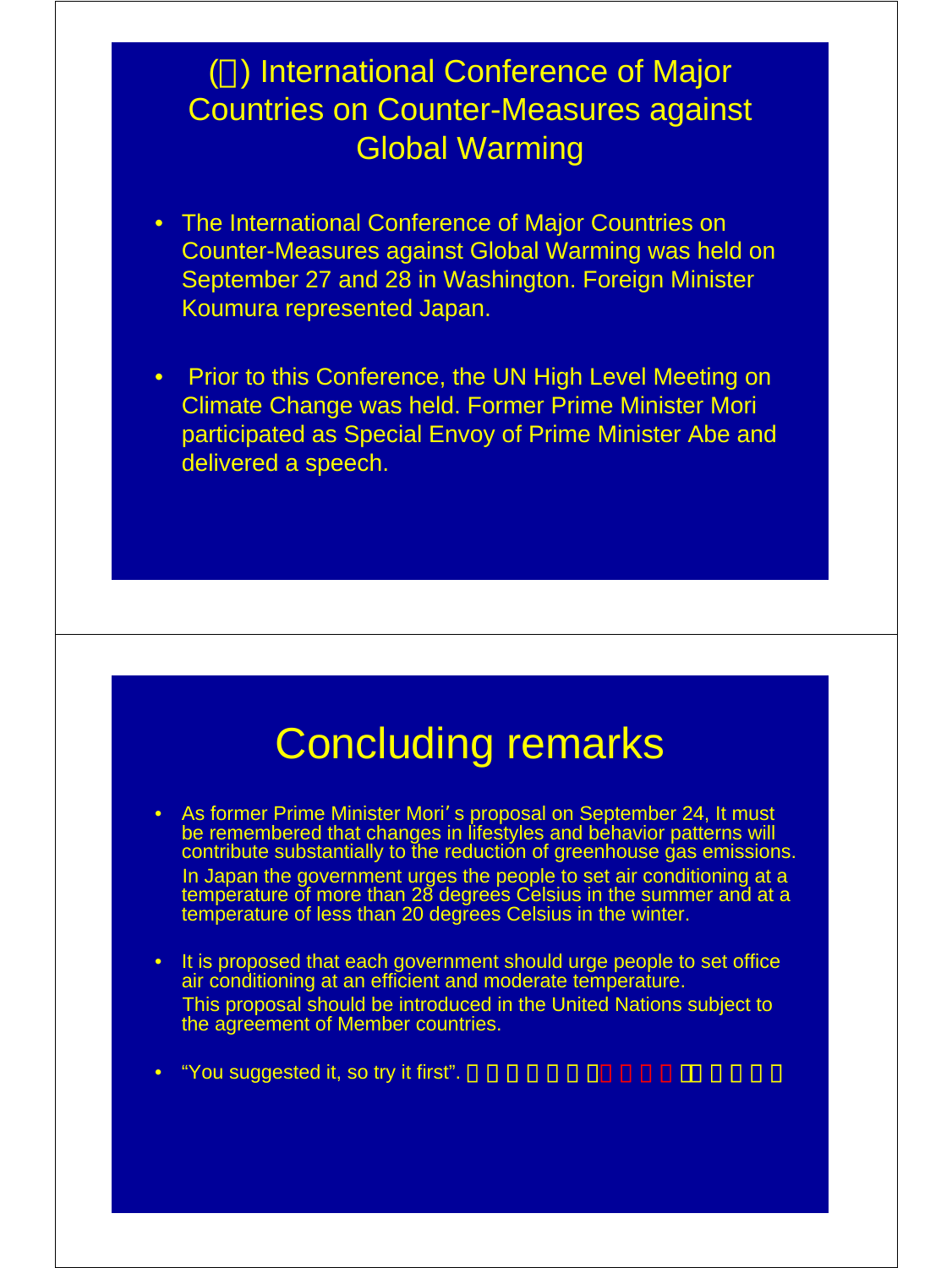## (　) International Conference of Major Countries on Counter-Measures against Global Warming

- The International Conference of Major Countries on Counter-Measures against Global Warming was held on September 27 and 28 in Washington. Foreign Minister Koumura represented Japan.
- Prior to this Conference, the UN High Level Meeting on Climate Change was held. Former Prime Minister Mori participated as Special Envoy of Prime Minister Abe and delivered a speech.

## Concluding remarks

- As former Prime Minister Mori's proposal on September 24, It must be remembered that changes in lifestyles and behavior patterns will contribute substantially to the reduction of greenhouse gas emissions.
  In Japan the government urges the people to set air conditioning at a temperature of more than 28 degrees Celsius in the summer and at a temperature of less than 20 degrees Celsius in the winter.
- It is proposed that each government should urge people to set office air conditioning at an efficient and moderate temperature.
  This proposal should be introduced in the United Nations subject to the agreement of Member countries.
- "You suggested it, so try it first".